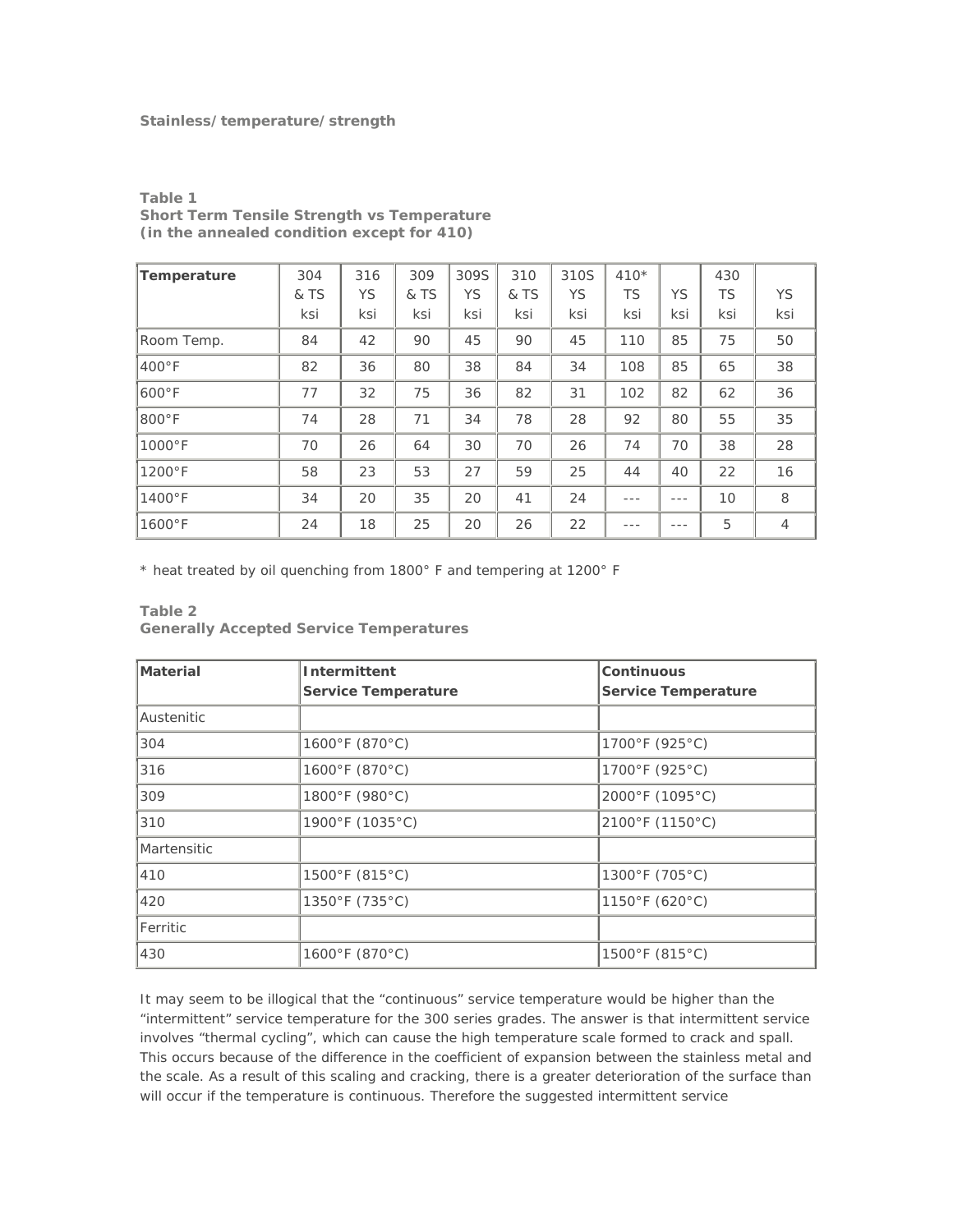**Stainless/temperature/strength**

**Table 1**
**Short Term Tensile Strength vs Temperature**
**(in the annealed condition except for 410)**

| Temperature | 304 & TS ksi | 316 YS ksi | 309 & TS ksi | 309S YS ksi | 310 & TS ksi | 310S YS ksi | 410* TS ksi | YS ksi | 430 TS ksi | YS ksi |
|---|---|---|---|---|---|---|---|---|---|---|
| Room Temp. | 84 | 42 | 90 | 45 | 90 | 45 | 110 | 85 | 75 | 50 |
| 400°F | 82 | 36 | 80 | 38 | 84 | 34 | 108 | 85 | 65 | 38 |
| 600°F | 77 | 32 | 75 | 36 | 82 | 31 | 102 | 82 | 62 | 36 |
| 800°F | 74 | 28 | 71 | 34 | 78 | 28 | 92 | 80 | 55 | 35 |
| 1000°F | 70 | 26 | 64 | 30 | 70 | 26 | 74 | 70 | 38 | 28 |
| 1200°F | 58 | 23 | 53 | 27 | 59 | 25 | 44 | 40 | 22 | 16 |
| 1400°F | 34 | 20 | 35 | 20 | 41 | 24 | --- | --- | 10 | 8 |
| 1600°F | 24 | 18 | 25 | 20 | 26 | 22 | --- | --- | 5 | 4 |

* heat treated by oil quenching from 1800° F and tempering at 1200° F

**Table 2**
**Generally Accepted Service Temperatures**

| Material | Intermittent Service Temperature | Continuous Service Temperature |
|---|---|---|
| Austenitic | | |
| 304 | 1600°F (870°C) | 1700°F (925°C) |
| 316 | 1600°F (870°C) | 1700°F (925°C) |
| 309 | 1800°F (980°C) | 2000°F (1095°C) |
| 310 | 1900°F (1035°C) | 2100°F (1150°C) |
| Martensitic | | |
| 410 | 1500°F (815°C) | 1300°F (705°C) |
| 420 | 1350°F (735°C) | 1150°F (620°C) |
| Ferritic | | |
| 430 | 1600°F (870°C) | 1500°F (815°C) |

It may seem to be illogical that the "continuous" service temperature would be higher than the "intermittent" service temperature for the 300 series grades. The answer is that intermittent service involves "thermal cycling", which can cause the high temperature scale formed to crack and spall. This occurs because of the difference in the coefficient of expansion between the stainless metal and the scale. As a result of this scaling and cracking, there is a greater deterioration of the surface than will occur if the temperature is continuous. Therefore the suggested intermittent service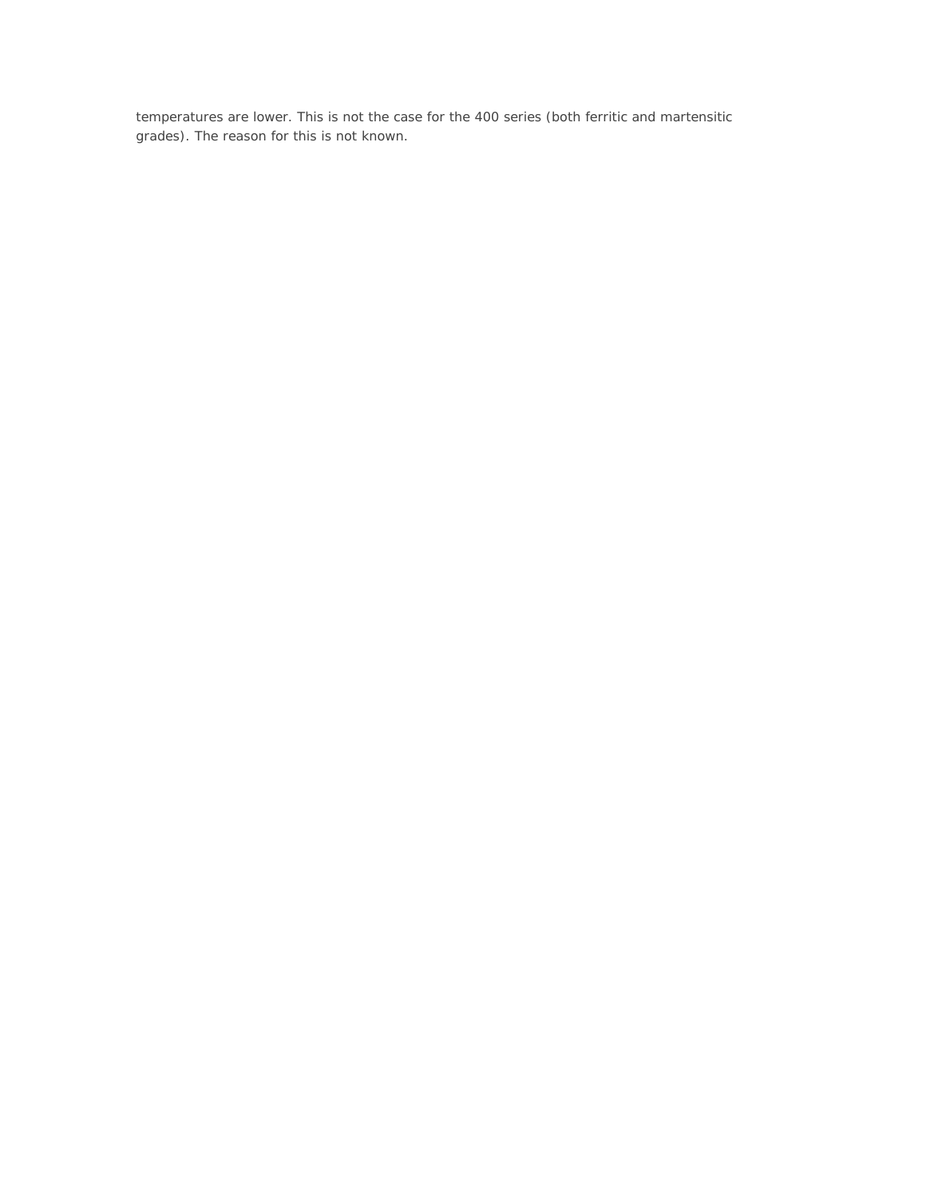temperatures are lower. This is not the case for the 400 series (both ferritic and martensitic grades). The reason for this is not known.